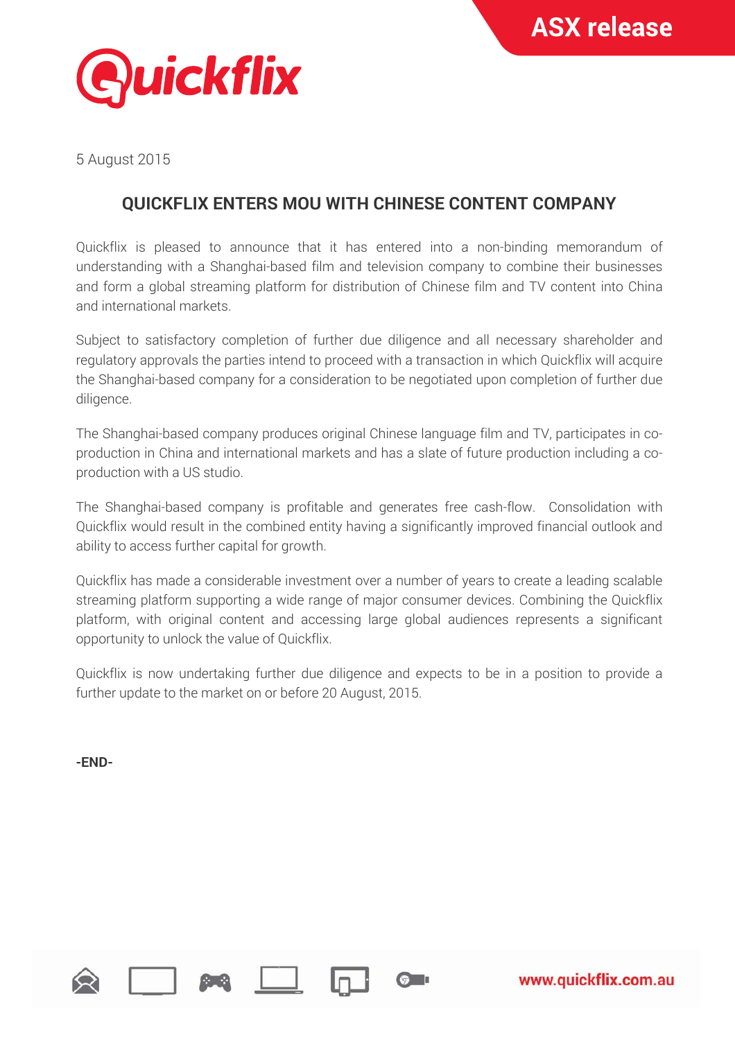5 August 2015

## QUICKFLIX ENTERS MOU WITH CHINESE CONTENT COMPANY

Quickflix is pleased to announce that it has entered into a non-binding memorandum of understanding with a Shanghai-based film and television company to combine their businesses and form a global streaming platform for distribution of Chinese film and TV content into China and international markets.

Subject to satisfactory completion of further due diligence and all necessary shareholder and regulatory approvals the parties intend to proceed with a transaction in which Quickflix will acquire the Shanghai-based company for a consideration to be negotiated upon completion of further due diligence.

The Shanghai-based company produces original Chinese language film and TV, participates in co-production in China and international markets and has a slate of future production including a co-production with a US studio.

The Shanghai-based company is profitable and generates free cash-flow. Consolidation with Quickflix would result in the combined entity having a significantly improved financial outlook and ability to access further capital for growth.

Quickflix has made a considerable investment over a number of years to create a leading scalable streaming platform supporting a wide range of major consumer devices. Combining the Quickflix platform, with original content and accessing large global audiences represents a significant opportunity to unlock the value of Quickflix.

Quickflix is now undertaking further due diligence and expects to be in a position to provide a further update to the market on or before 20 August, 2015.

**-END-**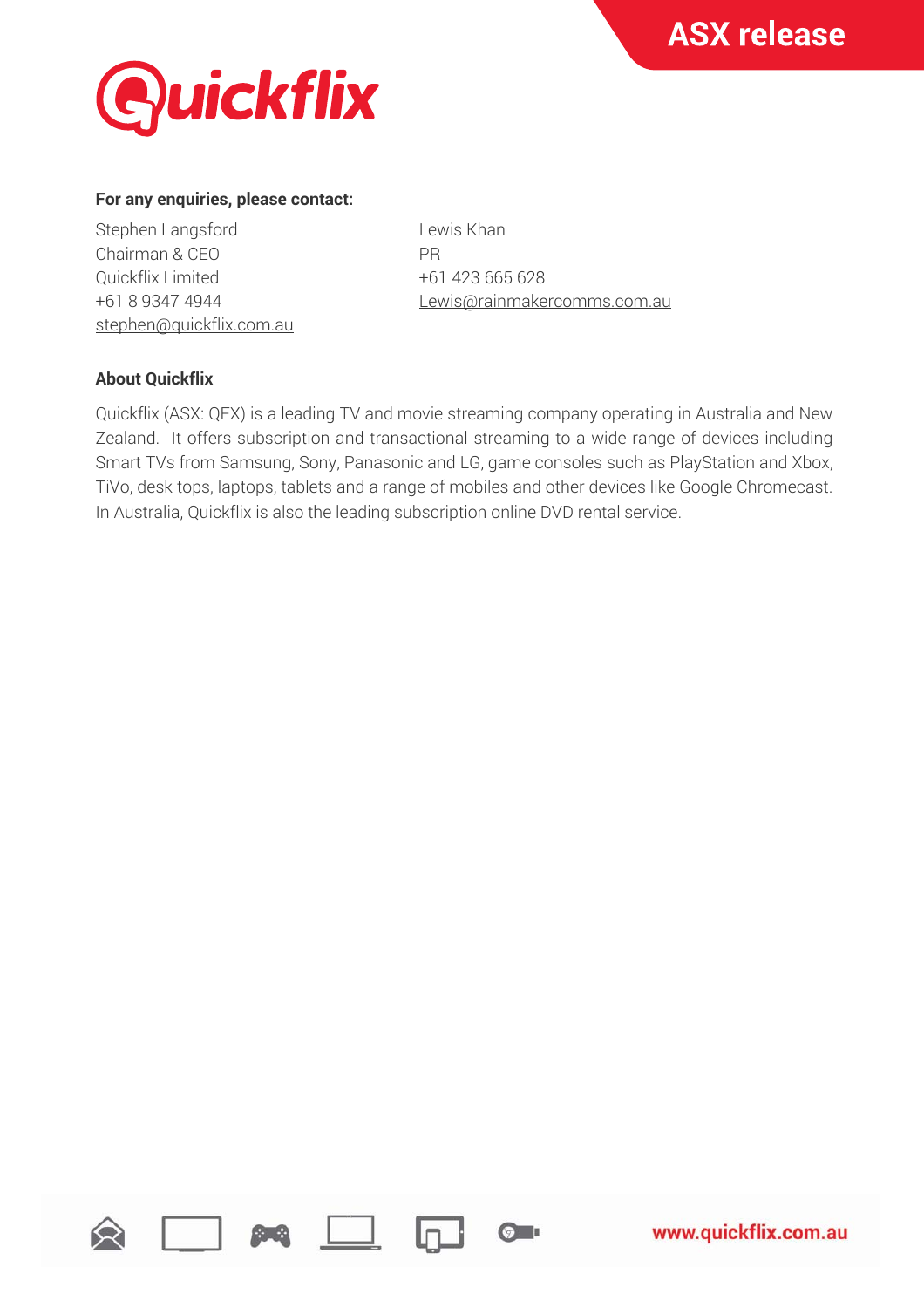**For any enquiries, please contact:**

Stephen Langsford
Chairman & CEO
Quickflix Limited
+61 8 9347 4944
stephen@quickflix.com.au

Lewis Khan
PR
+61 423 665 628
Lewis@rainmakercomms.com.au

**About Quickflix**

Quickflix (ASX: QFX) is a leading TV and movie streaming company operating in Australia and New Zealand. It offers subscription and transactional streaming to a wide range of devices including Smart TVs from Samsung, Sony, Panasonic and LG, game consoles such as PlayStation and Xbox, TiVo, desk tops, laptops, tablets and a range of mobiles and other devices like Google Chromecast. In Australia, Quickflix is also the leading subscription online DVD rental service.